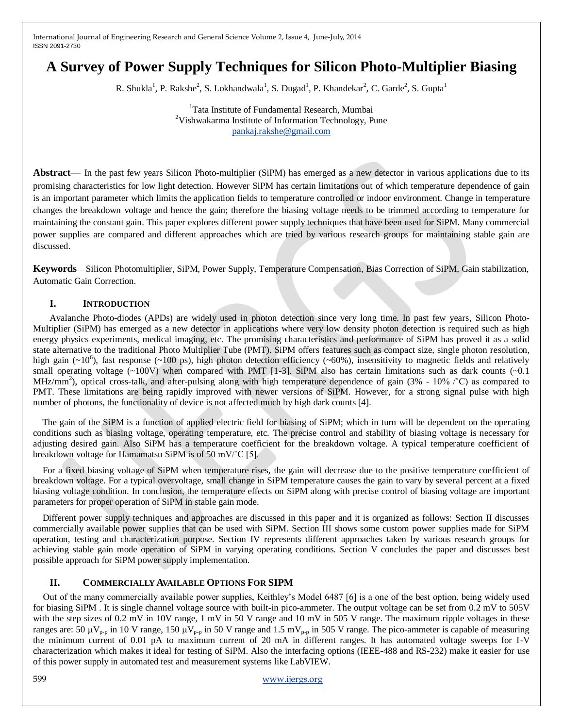# A Survey of Power Supply Techniques for Silicon Photo-Multiplier Biasing

R. Shukla[1], P. Rakshe[2], S. Lokhandwala[1], S. Dugad[1], P. Khandekar[2], C. Garde[2], S. Gupta[1]

[1]Tata Institute of Fundamental Research, Mumbai
[2]Vishwakarma Institute of Information Technology, Pune
pankaj.rakshe@gmail.com

**Abstract**— In the past few years Silicon Photo-multiplier (SiPM) has emerged as a new detector in various applications due to its promising characteristics for low light detection. However SiPM has certain limitations out of which temperature dependence of gain is an important parameter which limits the application fields to temperature controlled or indoor environment. Change in temperature changes the breakdown voltage and hence the gain; therefore the biasing voltage needs to be trimmed according to temperature for maintaining the constant gain. This paper explores different power supply techniques that have been used for SiPM. Many commercial power supplies are compared and different approaches which are tried by various research groups for maintaining stable gain are discussed.

**Keywords**— Silicon Photomultiplier, SiPM, Power Supply, Temperature Compensation, Bias Correction of SiPM, Gain stabilization, Automatic Gain Correction.

## I. Introduction

Avalanche Photo-diodes (APDs) are widely used in photon detection since very long time. In past few years, Silicon Photo-Multiplier (SiPM) has emerged as a new detector in applications where very low density photon detection is required such as high energy physics experiments, medical imaging, etc. The promising characteristics and performance of SiPM has proved it as a solid state alternative to the traditional Photo Multiplier Tube (PMT). SiPM offers features such as compact size, single photon resolution, high gain (~$10^6$), fast response (~100 ps), high photon detection efficiency (~60%), insensitivity to magnetic fields and relatively small operating voltage (~100V) when compared with PMT [1-3]. SiPM also has certain limitations such as dark counts (~0.1 MHz/mm$^2$), optical cross-talk, and after-pulsing along with high temperature dependence of gain (3% - 10% /˚C) as compared to PMT. These limitations are being rapidly improved with newer versions of SiPM. However, for a strong signal pulse with high number of photons, the functionality of device is not affected much by high dark counts [4].

The gain of the SiPM is a function of applied electric field for biasing of SiPM; which in turn will be dependent on the operating conditions such as biasing voltage, operating temperature, etc. The precise control and stability of biasing voltage is necessary for adjusting desired gain. Also SiPM has a temperature coefficient for the breakdown voltage. A typical temperature coefficient of breakdown voltage for Hamamatsu SiPM is of 50 mV/˚C [5].

For a fixed biasing voltage of SiPM when temperature rises, the gain will decrease due to the positive temperature coefficient of breakdown voltage. For a typical overvoltage, small change in SiPM temperature causes the gain to vary by several percent at a fixed biasing voltage condition. In conclusion, the temperature effects on SiPM along with precise control of biasing voltage are important parameters for proper operation of SiPM in stable gain mode.

Different power supply techniques and approaches are discussed in this paper and it is organized as follows: Section II discusses commercially available power supplies that can be used with SiPM. Section III shows some custom power supplies made for SiPM operation, testing and characterization purpose. Section IV represents different approaches taken by various research groups for achieving stable gain mode operation of SiPM in varying operating conditions. Section V concludes the paper and discusses best possible approach for SiPM power supply implementation.

## II. Commercially Available Options For SIPM

Out of the many commercially available power supplies, Keithley's Model 6487 [6] is a one of the best option, being widely used for biasing SiPM . It is single channel voltage source with built-in pico-ammeter. The output voltage can be set from 0.2 mV to 505V with the step sizes of 0.2 mV in 10V range, 1 mV in 50 V range and 10 mV in 505 V range. The maximum ripple voltages in these ranges are: 50 $\mu V_{p-p}$ in 10 V range, 150 $\mu V_{p-p}$ in 50 V range and 1.5 $mV_{p-p}$ in 505 V range. The pico-ammeter is capable of measuring the minimum current of 0.01 pA to maximum current of 20 mA in different ranges. It has automated voltage sweeps for I-V characterization which makes it ideal for testing of SiPM. Also the interfacing options (IEEE-488 and RS-232) make it easier for use of this power supply in automated test and measurement systems like LabVIEW.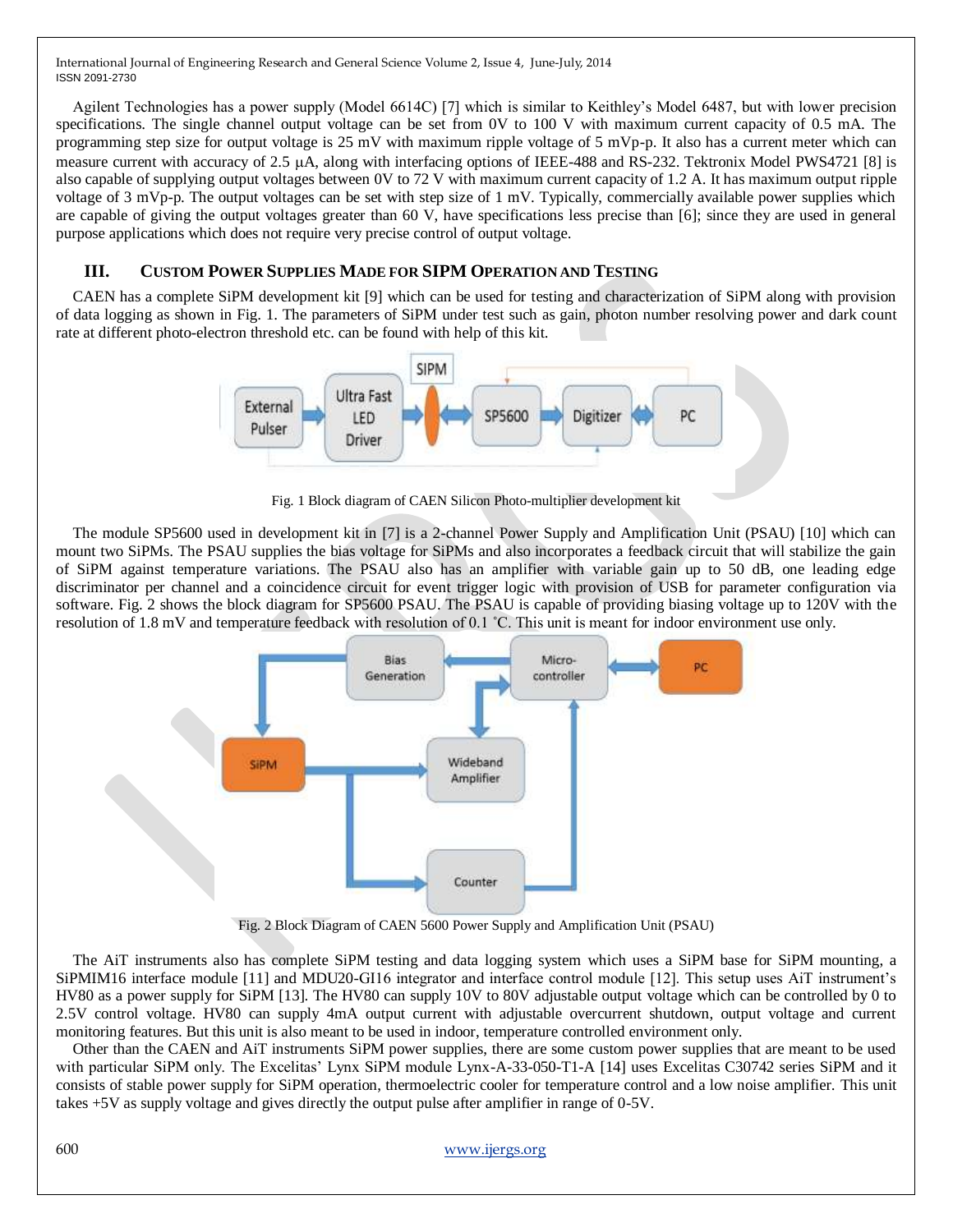Agilent Technologies has a power supply (Model 6614C) [7] which is similar to Keithley's Model 6487, but with lower precision specifications. The single channel output voltage can be set from 0V to 100 V with maximum current capacity of 0.5 mA. The programming step size for output voltage is 25 mV with maximum ripple voltage of 5 mVp-p. It also has a current meter which can measure current with accuracy of 2.5 µA, along with interfacing options of IEEE-488 and RS-232. Tektronix Model PWS4721 [8] is also capable of supplying output voltages between 0V to 72 V with maximum current capacity of 1.2 A. It has maximum output ripple voltage of 3 mVp-p. The output voltages can be set with step size of 1 mV. Typically, commercially available power supplies which are capable of giving the output voltages greater than 60 V, have specifications less precise than [6]; since they are used in general purpose applications which does not require very precise control of output voltage.

## III. Custom Power Supplies Made for SIPM Operation and Testing

CAEN has a complete SiPM development kit [9] which can be used for testing and characterization of SiPM along with provision of data logging as shown in Fig. 1. The parameters of SiPM under test such as gain, photon number resolving power and dark count rate at different photo-electron threshold etc. can be found with help of this kit.

Fig. 1 Block diagram of CAEN Silicon Photo-multiplier development kit

The module SP5600 used in development kit in [7] is a 2-channel Power Supply and Amplification Unit (PSAU) [10] which can mount two SiPMs. The PSAU supplies the bias voltage for SiPMs and also incorporates a feedback circuit that will stabilize the gain of SiPM against temperature variations. The PSAU also has an amplifier with variable gain up to 50 dB, one leading edge discriminator per channel and a coincidence circuit for event trigger logic with provision of USB for parameter configuration via software. Fig. 2 shows the block diagram for SP5600 PSAU. The PSAU is capable of providing biasing voltage up to 120V with the resolution of 1.8 mV and temperature feedback with resolution of 0.1 ˚C. This unit is meant for indoor environment use only.

Fig. 2 Block Diagram of CAEN 5600 Power Supply and Amplification Unit (PSAU)

The AiT instruments also has complete SiPM testing and data logging system which uses a SiPM base for SiPM mounting, a SiPMIM16 interface module [11] and MDU20-GI16 integrator and interface control module [12]. This setup uses AiT instrument's HV80 as a power supply for SiPM [13]. The HV80 can supply 10V to 80V adjustable output voltage which can be controlled by 0 to 2.5V control voltage. HV80 can supply 4mA output current with adjustable overcurrent shutdown, output voltage and current monitoring features. But this unit is also meant to be used in indoor, temperature controlled environment only.

Other than the CAEN and AiT instruments SiPM power supplies, there are some custom power supplies that are meant to be used with particular SiPM only. The Excelitas' Lynx SiPM module Lynx-A-33-050-T1-A [14] uses Excelitas C30742 series SiPM and it consists of stable power supply for SiPM operation, thermoelectric cooler for temperature control and a low noise amplifier. This unit takes +5V as supply voltage and gives directly the output pulse after amplifier in range of 0-5V.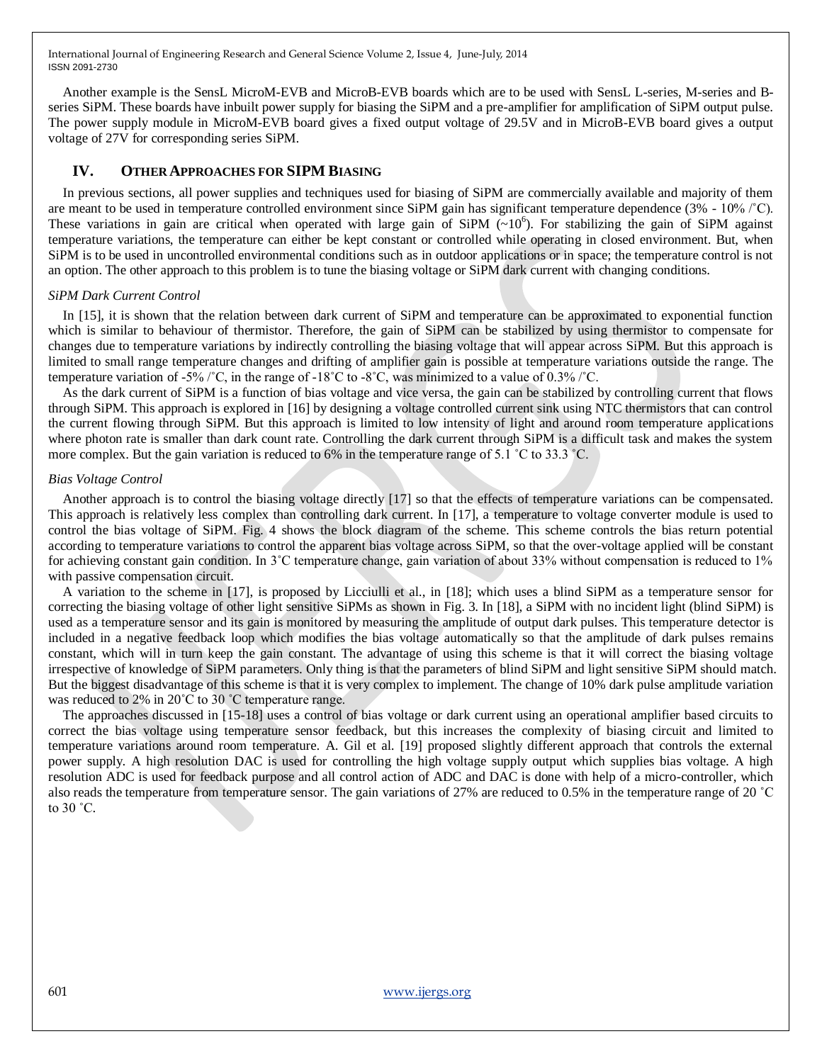Another example is the SensL MicroM-EVB and MicroB-EVB boards which are to be used with SensL L-series, M-series and B-series SiPM. These boards have inbuilt power supply for biasing the SiPM and a pre-amplifier for amplification of SiPM output pulse. The power supply module in MicroM-EVB board gives a fixed output voltage of 29.5V and in MicroB-EVB board gives a output voltage of 27V for corresponding series SiPM.

## IV. OTHER APPROACHES FOR SIPM BIASING

In previous sections, all power supplies and techniques used for biasing of SiPM are commercially available and majority of them are meant to be used in temperature controlled environment since SiPM gain has significant temperature dependence (3% - 10% /˚C). These variations in gain are critical when operated with large gain of SiPM (~$10^6$). For stabilizing the gain of SiPM against temperature variations, the temperature can either be kept constant or controlled while operating in closed environment. But, when SiPM is to be used in uncontrolled environmental conditions such as in outdoor applications or in space; the temperature control is not an option. The other approach to this problem is to tune the biasing voltage or SiPM dark current with changing conditions.

*SiPM Dark Current Control*

In [15], it is shown that the relation between dark current of SiPM and temperature can be approximated to exponential function which is similar to behaviour of thermistor. Therefore, the gain of SiPM can be stabilized by using thermistor to compensate for changes due to temperature variations by indirectly controlling the biasing voltage that will appear across SiPM. But this approach is limited to small range temperature changes and drifting of amplifier gain is possible at temperature variations outside the range. The temperature variation of -5% /˚C, in the range of -18˚C to -8˚C, was minimized to a value of 0.3% /˚C.

As the dark current of SiPM is a function of bias voltage and vice versa, the gain can be stabilized by controlling current that flows through SiPM. This approach is explored in [16] by designing a voltage controlled current sink using NTC thermistors that can control the current flowing through SiPM. But this approach is limited to low intensity of light and around room temperature applications where photon rate is smaller than dark count rate. Controlling the dark current through SiPM is a difficult task and makes the system more complex. But the gain variation is reduced to 6% in the temperature range of 5.1 ˚C to 33.3 ˚C.

*Bias Voltage Control*

Another approach is to control the biasing voltage directly [17] so that the effects of temperature variations can be compensated. This approach is relatively less complex than controlling dark current. In [17], a temperature to voltage converter module is used to control the bias voltage of SiPM. Fig. 4 shows the block diagram of the scheme. This scheme controls the bias return potential according to temperature variations to control the apparent bias voltage across SiPM, so that the over-voltage applied will be constant for achieving constant gain condition. In 3˚C temperature change, gain variation of about 33% without compensation is reduced to 1% with passive compensation circuit.

A variation to the scheme in [17], is proposed by Licciulli et al., in [18]; which uses a blind SiPM as a temperature sensor for correcting the biasing voltage of other light sensitive SiPMs as shown in Fig. 3. In [18], a SiPM with no incident light (blind SiPM) is used as a temperature sensor and its gain is monitored by measuring the amplitude of output dark pulses. This temperature detector is included in a negative feedback loop which modifies the bias voltage automatically so that the amplitude of dark pulses remains constant, which will in turn keep the gain constant. The advantage of using this scheme is that it will correct the biasing voltage irrespective of knowledge of SiPM parameters. Only thing is that the parameters of blind SiPM and light sensitive SiPM should match. But the biggest disadvantage of this scheme is that it is very complex to implement. The change of 10% dark pulse amplitude variation was reduced to 2% in 20˚C to 30 ˚C temperature range.

The approaches discussed in [15-18] uses a control of bias voltage or dark current using an operational amplifier based circuits to correct the bias voltage using temperature sensor feedback, but this increases the complexity of biasing circuit and limited to temperature variations around room temperature. A. Gil et al. [19] proposed slightly different approach that controls the external power supply. A high resolution DAC is used for controlling the high voltage supply output which supplies bias voltage. A high resolution ADC is used for feedback purpose and all control action of ADC and DAC is done with help of a micro-controller, which also reads the temperature from temperature sensor. The gain variations of 27% are reduced to 0.5% in the temperature range of 20 ˚C to 30 ˚C.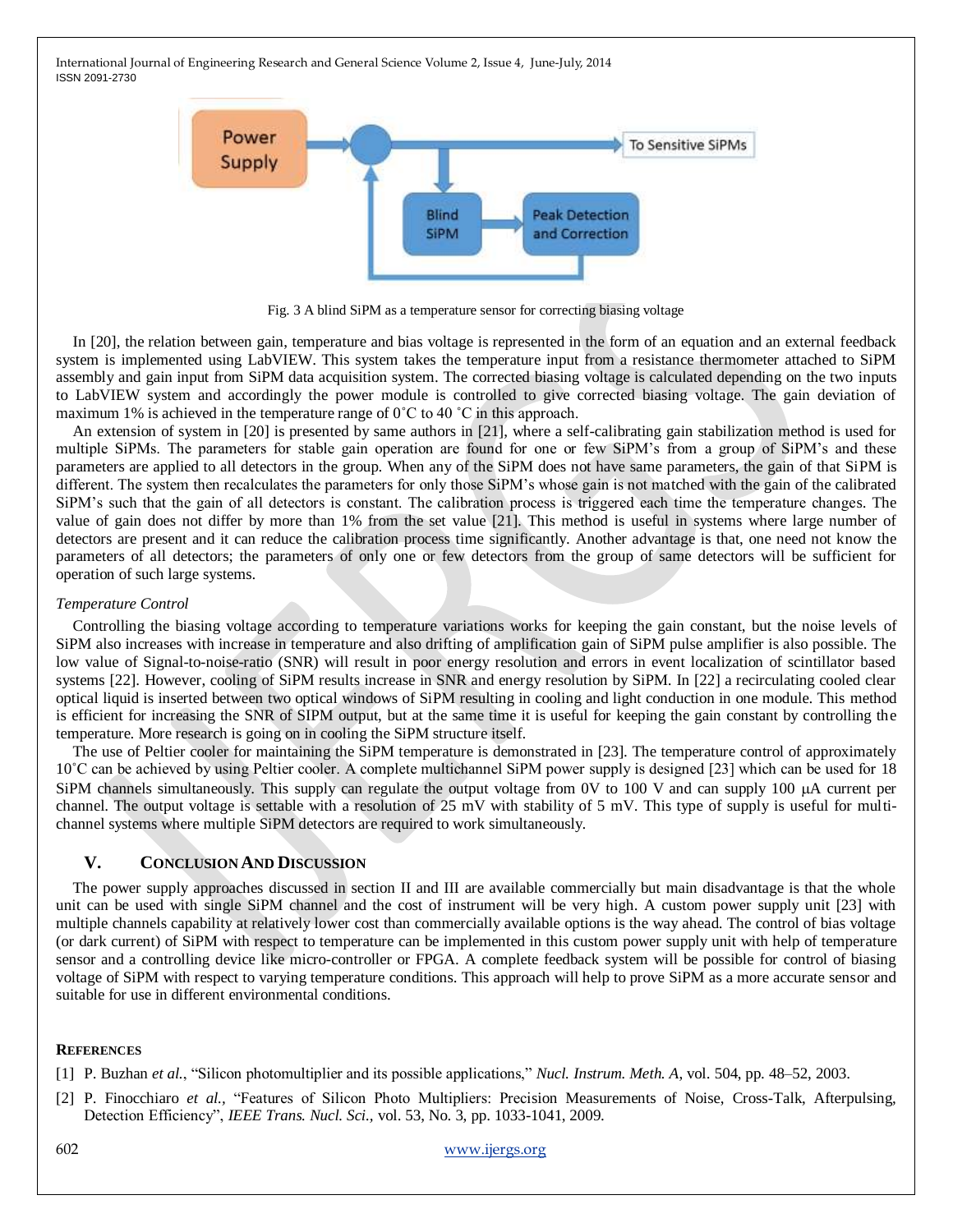Fig. 3 A blind SiPM as a temperature sensor for correcting biasing voltage

In [20], the relation between gain, temperature and bias voltage is represented in the form of an equation and an external feedback system is implemented using LabVIEW. This system takes the temperature input from a resistance thermometer attached to SiPM assembly and gain input from SiPM data acquisition system. The corrected biasing voltage is calculated depending on the two inputs to LabVIEW system and accordingly the power module is controlled to give corrected biasing voltage. The gain deviation of maximum 1% is achieved in the temperature range of 0˚C to 40 ˚C in this approach.

An extension of system in [20] is presented by same authors in [21], where a self-calibrating gain stabilization method is used for multiple SiPMs. The parameters for stable gain operation are found for one or few SiPM's from a group of SiPM's and these parameters are applied to all detectors in the group. When any of the SiPM does not have same parameters, the gain of that SiPM is different. The system then recalculates the parameters for only those SiPM's whose gain is not matched with the gain of the calibrated SiPM's such that the gain of all detectors is constant. The calibration process is triggered each time the temperature changes. The value of gain does not differ by more than 1% from the set value [21]. This method is useful in systems where large number of detectors are present and it can reduce the calibration process time significantly. Another advantage is that, one need not know the parameters of all detectors; the parameters of only one or few detectors from the group of same detectors will be sufficient for operation of such large systems.

*Temperature Control*

Controlling the biasing voltage according to temperature variations works for keeping the gain constant, but the noise levels of SiPM also increases with increase in temperature and also drifting of amplification gain of SiPM pulse amplifier is also possible. The low value of Signal-to-noise-ratio (SNR) will result in poor energy resolution and errors in event localization of scintillator based systems [22]. However, cooling of SiPM results increase in SNR and energy resolution by SiPM. In [22] a recirculating cooled clear optical liquid is inserted between two optical windows of SiPM resulting in cooling and light conduction in one module. This method is efficient for increasing the SNR of SIPM output, but at the same time it is useful for keeping the gain constant by controlling the temperature. More research is going on in cooling the SiPM structure itself.

The use of Peltier cooler for maintaining the SiPM temperature is demonstrated in [23]. The temperature control of approximately 10˚C can be achieved by using Peltier cooler. A complete multichannel SiPM power supply is designed [23] which can be used for 18 SiPM channels simultaneously. This supply can regulate the output voltage from 0V to 100 V and can supply 100 μA current per channel. The output voltage is settable with a resolution of 25 mV with stability of 5 mV. This type of supply is useful for multi-channel systems where multiple SiPM detectors are required to work simultaneously.

## V. Conclusion And Discussion

The power supply approaches discussed in section II and III are available commercially but main disadvantage is that the whole unit can be used with single SiPM channel and the cost of instrument will be very high. A custom power supply unit [23] with multiple channels capability at relatively lower cost than commercially available options is the way ahead. The control of bias voltage (or dark current) of SiPM with respect to temperature can be implemented in this custom power supply unit with help of temperature sensor and a controlling device like micro-controller or FPGA. A complete feedback system will be possible for control of biasing voltage of SiPM with respect to varying temperature conditions. This approach will help to prove SiPM as a more accurate sensor and suitable for use in different environmental conditions.

## References

[1] P. Buzhan *et al.*, "Silicon photomultiplier and its possible applications," *Nucl. Instrum. Meth. A*, vol. 504, pp. 48–52, 2003.

[2] P. Finocchiaro *et al.*, "Features of Silicon Photo Multipliers: Precision Measurements of Noise, Cross-Talk, Afterpulsing, Detection Efficiency", *IEEE Trans. Nucl. Sci.,* vol. 53, No. 3, pp. 1033-1041, 2009.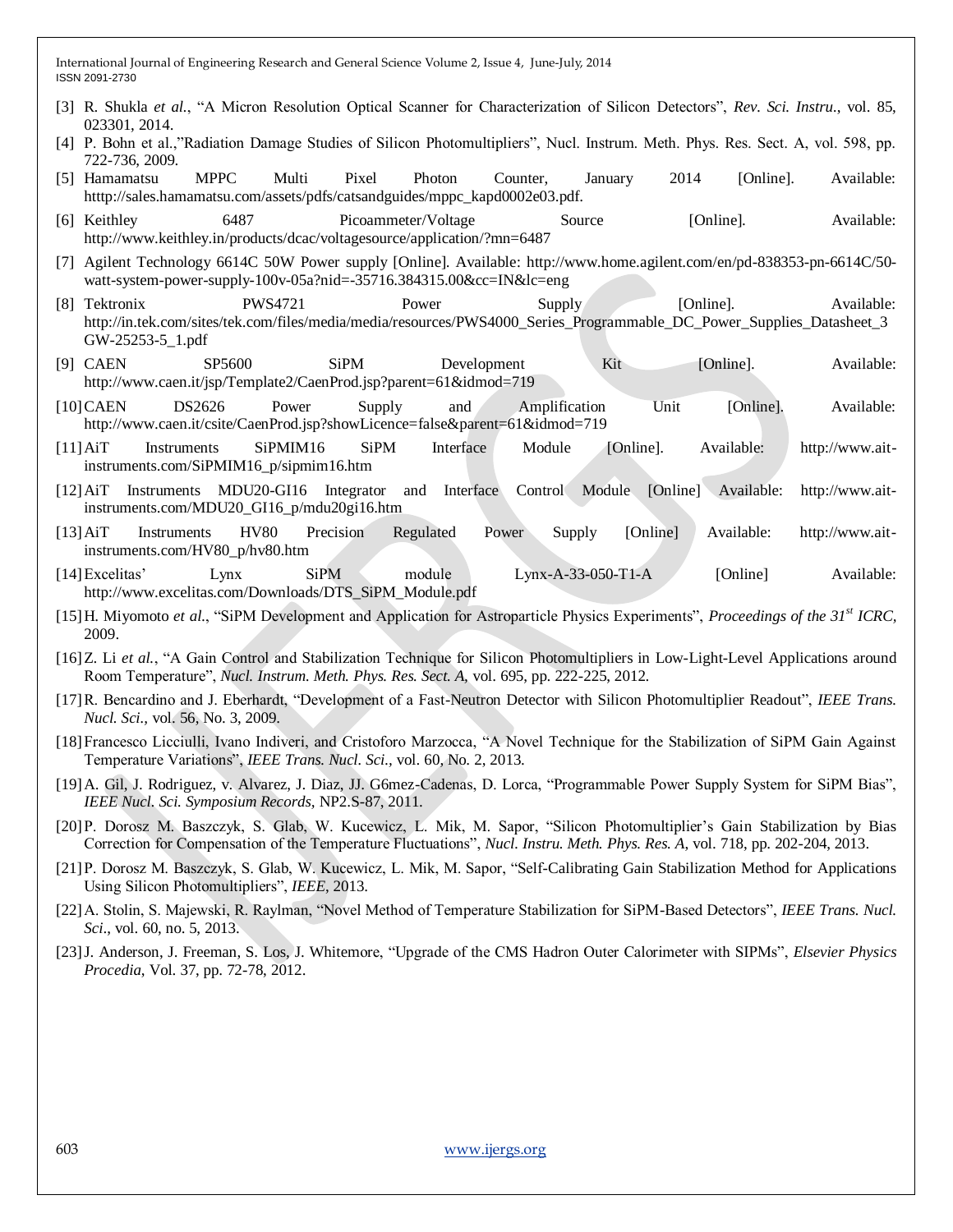[3] R. Shukla *et al.*, "A Micron Resolution Optical Scanner for Characterization of Silicon Detectors", *Rev. Sci. Instru.*, vol. 85, 023301, 2014.

[4] P. Bohn et al.,"Radiation Damage Studies of Silicon Photomultipliers", Nucl. Instrum. Meth. Phys. Res. Sect. A, vol. 598, pp. 722-736, 2009.

[5] Hamamatsu MPPC Multi Pixel Photon Counter, January 2014 [Online]. Available: htttp://sales.hamamatsu.com/assets/pdfs/catsandguides/mppc_kapd0002e03.pdf.

[6] Keithley 6487 Picoammeter/Voltage Source [Online]. Available: http://www.keithley.in/products/dcac/voltagesource/application/?mn=6487

[7] Agilent Technology 6614C 50W Power supply [Online]. Available: http://www.home.agilent.com/en/pd-838353-pn-6614C/50-watt-system-power-supply-100v-05a?nid=-35716.384315.00&cc=IN&lc=eng

[8] Tektronix PWS4721 Power Supply [Online]. Available: http://in.tek.com/sites/tek.com/files/media/media/resources/PWS4000_Series_Programmable_DC_Power_Supplies_Datasheet_3GW-25253-5_1.pdf

[9] CAEN SP5600 SiPM Development Kit [Online]. Available: http://www.caen.it/jsp/Template2/CaenProd.jsp?parent=61&idmod=719

[10] CAEN DS2626 Power Supply and Amplification Unit [Online]. Available: http://www.caen.it/csite/CaenProd.jsp?showLicence=false&parent=61&idmod=719

[11] AiT Instruments SiPMIM16 SiPM Interface Module [Online]. Available: http://www.ait-instruments.com/SiPMIM16_p/sipmim16.htm

[12] AiT Instruments MDU20-GI16 Integrator and Interface Control Module [Online] Available: http://www.ait-instruments.com/MDU20_GI16_p/mdu20gi16.htm

[13] AiT Instruments HV80 Precision Regulated Power Supply [Online] Available: http://www.ait-instruments.com/HV80_p/hv80.htm

[14] Excelitas' Lynx SiPM module Lynx-A-33-050-T1-A [Online] Available: http://www.excelitas.com/Downloads/DTS_SiPM_Module.pdf

[15] H. Miyomoto *et al.*, "SiPM Development and Application for Astroparticle Physics Experiments", *Proceedings of the 31st ICRC*, 2009.

[16] Z. Li *et al.*, "A Gain Control and Stabilization Technique for Silicon Photomultipliers in Low-Light-Level Applications around Room Temperature", *Nucl. Instrum. Meth. Phys. Res. Sect. A*, vol. 695, pp. 222-225, 2012.

[17] R. Bencardino and J. Eberhardt, "Development of a Fast-Neutron Detector with Silicon Photomultiplier Readout", *IEEE Trans. Nucl. Sci.*, vol. 56, No. 3, 2009.

[18] Francesco Licciulli, Ivano Indiveri, and Cristoforo Marzocca, "A Novel Technique for the Stabilization of SiPM Gain Against Temperature Variations", *IEEE Trans. Nucl. Sci.*, vol. 60, No. 2, 2013.

[19] A. Gil, J. Rodriguez, v. Alvarez, J. Diaz, JJ. G6mez-Cadenas, D. Lorca, "Programmable Power Supply System for SiPM Bias", *IEEE Nucl. Sci. Symposium Records*, NP2.S-87, 2011.

[20] P. Dorosz M. Baszczyk, S. Glab, W. Kucewicz, L. Mik, M. Sapor, "Silicon Photomultiplier's Gain Stabilization by Bias Correction for Compensation of the Temperature Fluctuations", *Nucl. Instru. Meth. Phys. Res. A*, vol. 718, pp. 202-204, 2013.

[21] P. Dorosz M. Baszczyk, S. Glab, W. Kucewicz, L. Mik, M. Sapor, "Self-Calibrating Gain Stabilization Method for Applications Using Silicon Photomultipliers", *IEEE*, 2013.

[22] A. Stolin, S. Majewski, R. Raylman, "Novel Method of Temperature Stabilization for SiPM-Based Detectors", *IEEE Trans. Nucl. Sci.*, vol. 60, no. 5, 2013.

[23] J. Anderson, J. Freeman, S. Los, J. Whitemore, "Upgrade of the CMS Hadron Outer Calorimeter with SIPMs", *Elsevier Physics Procedia*, Vol. 37, pp. 72-78, 2012.